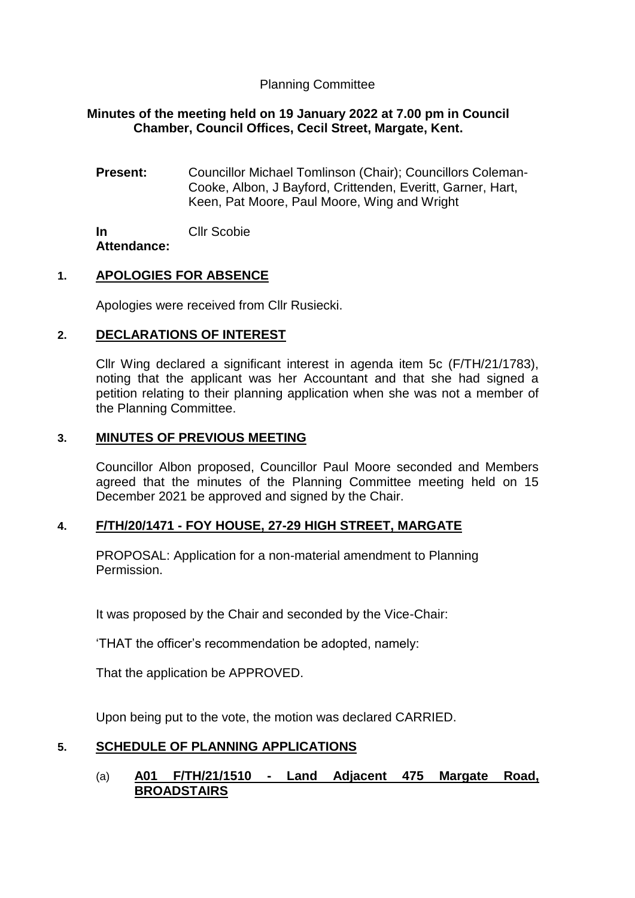Planning Committee

**Minutes of the meeting held on 19 January 2022 at 7.00 pm in Council Chamber, Council Offices, Cecil Street, Margate, Kent.**

**Present:** Councillor Michael Tomlinson (Chair); Councillors Coleman-Cooke, Albon, J Bayford, Crittenden, Everitt, Garner, Hart, Keen, Pat Moore, Paul Moore, Wing and Wright

**In Attendance:** Cllr Scobie

## 1. APOLOGIES FOR ABSENCE

Apologies were received from Cllr Rusiecki.

## 2. DECLARATIONS OF INTEREST

Cllr Wing declared a significant interest in agenda item 5c (F/TH/21/1783), noting that the applicant was her Accountant and that she had signed a petition relating to their planning application when she was not a member of the Planning Committee.

## 3. MINUTES OF PREVIOUS MEETING

Councillor Albon proposed, Councillor Paul Moore seconded and Members agreed that the minutes of the Planning Committee meeting held on 15 December 2021 be approved and signed by the Chair.

## 4. F/TH/20/1471 - FOY HOUSE, 27-29 HIGH STREET, MARGATE

PROPOSAL: Application for a non-material amendment to Planning Permission.

It was proposed by the Chair and seconded by the Vice-Chair:

'THAT the officer's recommendation be adopted, namely:

That the application be APPROVED.

Upon being put to the vote, the motion was declared CARRIED.

## 5. SCHEDULE OF PLANNING APPLICATIONS

### (a) A01 F/TH/21/1510 - Land Adjacent 475 Margate Road, BROADSTAIRS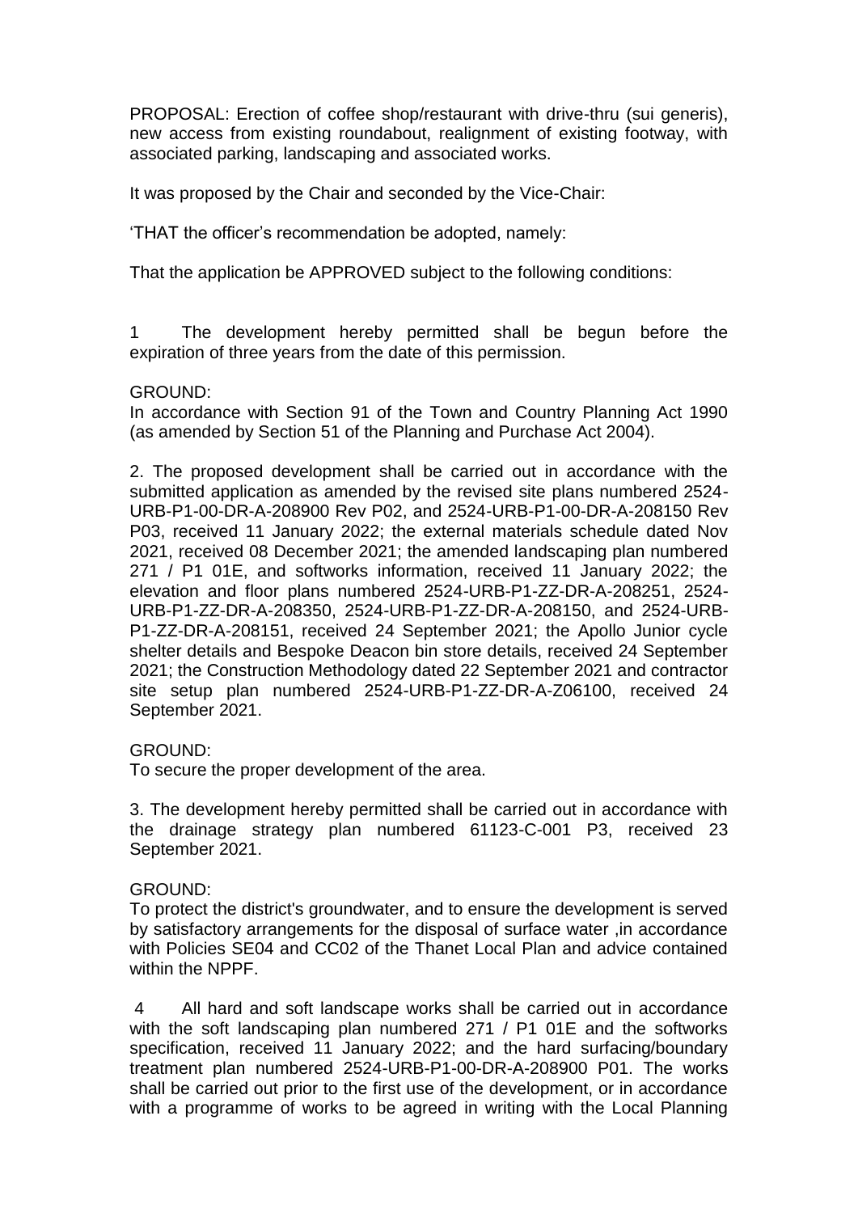PROPOSAL: Erection of coffee shop/restaurant with drive-thru (sui generis), new access from existing roundabout, realignment of existing footway, with associated parking, landscaping and associated works.

It was proposed by the Chair and seconded by the Vice-Chair:

'THAT the officer's recommendation be adopted, namely:

That the application be APPROVED subject to the following conditions:

1 The development hereby permitted shall be begun before the expiration of three years from the date of this permission.

GROUND:
In accordance with Section 91 of the Town and Country Planning Act 1990 (as amended by Section 51 of the Planning and Purchase Act 2004).

2. The proposed development shall be carried out in accordance with the submitted application as amended by the revised site plans numbered 2524-URB-P1-00-DR-A-208900 Rev P02, and 2524-URB-P1-00-DR-A-208150 Rev P03, received 11 January 2022; the external materials schedule dated Nov 2021, received 08 December 2021; the amended landscaping plan numbered 271 / P1 01E, and softworks information, received 11 January 2022; the elevation and floor plans numbered 2524-URB-P1-ZZ-DR-A-208251, 2524-URB-P1-ZZ-DR-A-208350, 2524-URB-P1-ZZ-DR-A-208150, and 2524-URB-P1-ZZ-DR-A-208151, received 24 September 2021; the Apollo Junior cycle shelter details and Bespoke Deacon bin store details, received 24 September 2021; the Construction Methodology dated 22 September 2021 and contractor site setup plan numbered 2524-URB-P1-ZZ-DR-A-Z06100, received 24 September 2021.

GROUND:
To secure the proper development of the area.

3. The development hereby permitted shall be carried out in accordance with the drainage strategy plan numbered 61123-C-001 P3, received 23 September 2021.

GROUND:
To protect the district's groundwater, and to ensure the development is served by satisfactory arrangements for the disposal of surface water ,in accordance with Policies SE04 and CC02 of the Thanet Local Plan and advice contained within the NPPF.

4 All hard and soft landscape works shall be carried out in accordance with the soft landscaping plan numbered 271 / P1 01E and the softworks specification, received 11 January 2022; and the hard surfacing/boundary treatment plan numbered 2524-URB-P1-00-DR-A-208900 P01. The works shall be carried out prior to the first use of the development, or in accordance with a programme of works to be agreed in writing with the Local Planning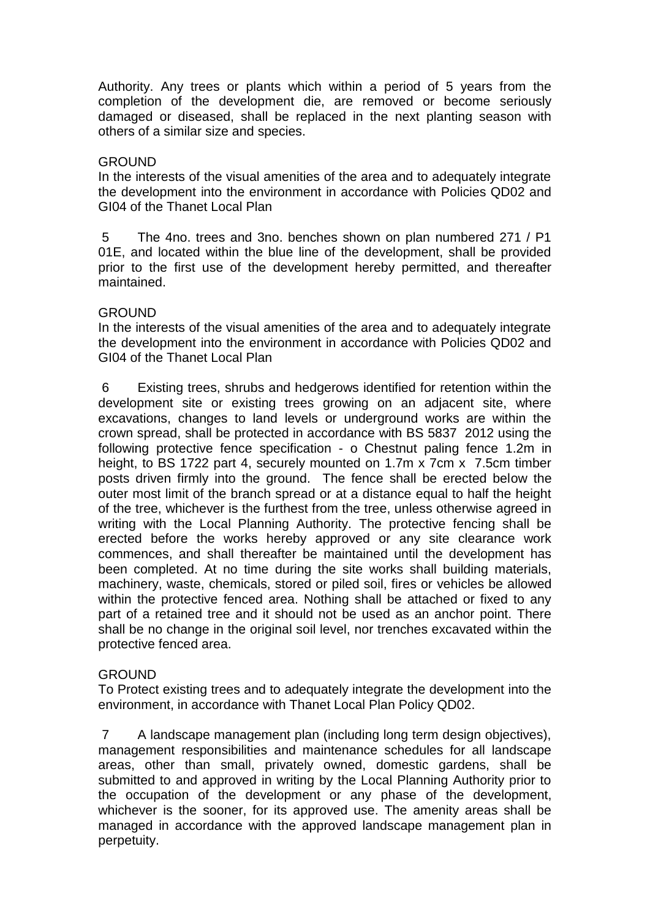Authority. Any trees or plants which within a period of 5 years from the completion of the development die, are removed or become seriously damaged or diseased, shall be replaced in the next planting season with others of a similar size and species.

GROUND
In the interests of the visual amenities of the area and to adequately integrate the development into the environment in accordance with Policies QD02 and GI04 of the Thanet Local Plan

5 The 4no. trees and 3no. benches shown on plan numbered 271 / P1 01E, and located within the blue line of the development, shall be provided prior to the first use of the development hereby permitted, and thereafter maintained.

GROUND
In the interests of the visual amenities of the area and to adequately integrate the development into the environment in accordance with Policies QD02 and GI04 of the Thanet Local Plan

6 Existing trees, shrubs and hedgerows identified for retention within the development site or existing trees growing on an adjacent site, where excavations, changes to land levels or underground works are within the crown spread, shall be protected in accordance with BS 5837 2012 using the following protective fence specification - o Chestnut paling fence 1.2m in height, to BS 1722 part 4, securely mounted on 1.7m x 7cm x 7.5cm timber posts driven firmly into the ground. The fence shall be erected below the outer most limit of the branch spread or at a distance equal to half the height of the tree, whichever is the furthest from the tree, unless otherwise agreed in writing with the Local Planning Authority. The protective fencing shall be erected before the works hereby approved or any site clearance work commences, and shall thereafter be maintained until the development has been completed. At no time during the site works shall building materials, machinery, waste, chemicals, stored or piled soil, fires or vehicles be allowed within the protective fenced area. Nothing shall be attached or fixed to any part of a retained tree and it should not be used as an anchor point. There shall be no change in the original soil level, nor trenches excavated within the protective fenced area.

GROUND
To Protect existing trees and to adequately integrate the development into the environment, in accordance with Thanet Local Plan Policy QD02.

7 A landscape management plan (including long term design objectives), management responsibilities and maintenance schedules for all landscape areas, other than small, privately owned, domestic gardens, shall be submitted to and approved in writing by the Local Planning Authority prior to the occupation of the development or any phase of the development, whichever is the sooner, for its approved use. The amenity areas shall be managed in accordance with the approved landscape management plan in perpetuity.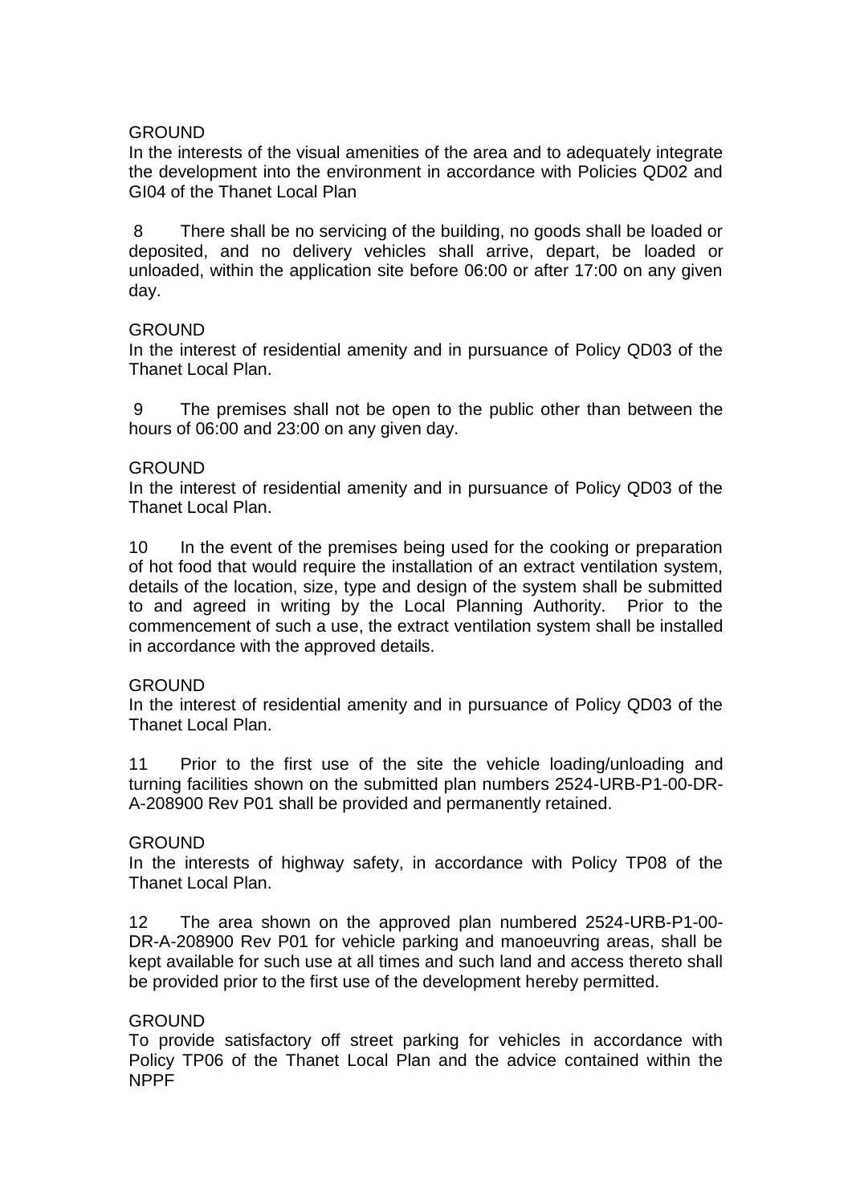GROUND

In the interests of the visual amenities of the area and to adequately integrate the development into the environment in accordance with Policies QD02 and GI04 of the Thanet Local Plan

8 There shall be no servicing of the building, no goods shall be loaded or deposited, and no delivery vehicles shall arrive, depart, be loaded or unloaded, within the application site before 06:00 or after 17:00 on any given day.

GROUND

In the interest of residential amenity and in pursuance of Policy QD03 of the Thanet Local Plan.

9 The premises shall not be open to the public other than between the hours of 06:00 and 23:00 on any given day.

GROUND

In the interest of residential amenity and in pursuance of Policy QD03 of the Thanet Local Plan.

10 In the event of the premises being used for the cooking or preparation of hot food that would require the installation of an extract ventilation system, details of the location, size, type and design of the system shall be submitted to and agreed in writing by the Local Planning Authority. Prior to the commencement of such a use, the extract ventilation system shall be installed in accordance with the approved details.

GROUND

In the interest of residential amenity and in pursuance of Policy QD03 of the Thanet Local Plan.

11 Prior to the first use of the site the vehicle loading/unloading and turning facilities shown on the submitted plan numbers 2524-URB-P1-00-DR-A-208900 Rev P01 shall be provided and permanently retained.

GROUND

In the interests of highway safety, in accordance with Policy TP08 of the Thanet Local Plan.

12 The area shown on the approved plan numbered 2524-URB-P1-00-DR-A-208900 Rev P01 for vehicle parking and manoeuvring areas, shall be kept available for such use at all times and such land and access thereto shall be provided prior to the first use of the development hereby permitted.

GROUND

To provide satisfactory off street parking for vehicles in accordance with Policy TP06 of the Thanet Local Plan and the advice contained within the NPPF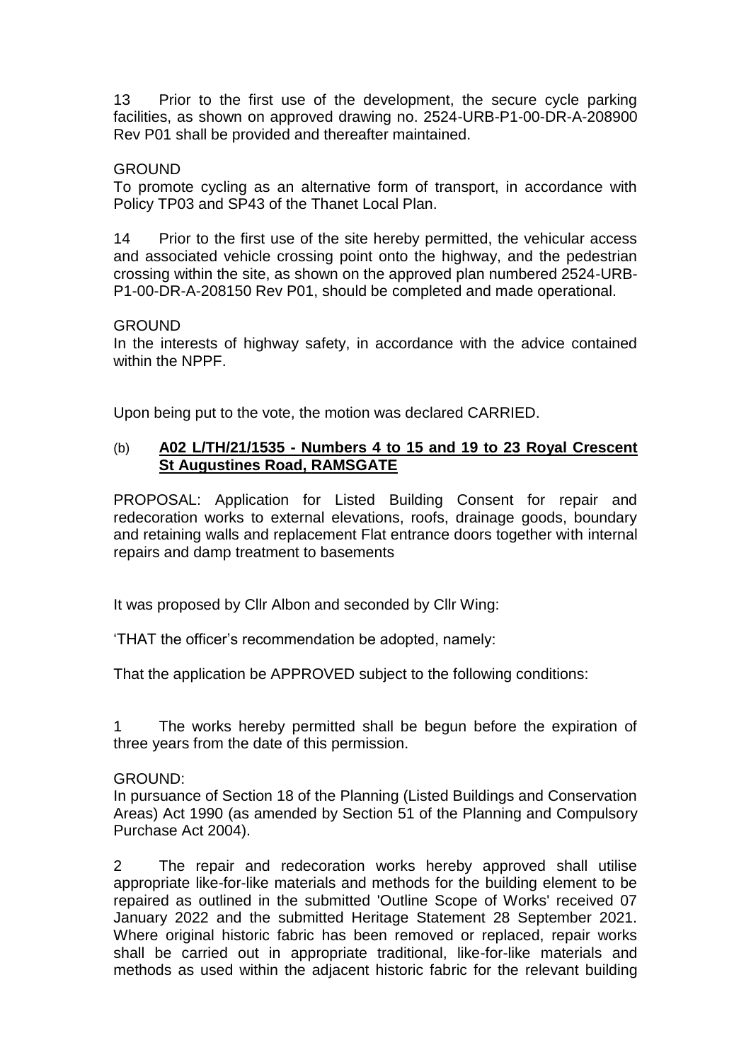13 Prior to the first use of the development, the secure cycle parking facilities, as shown on approved drawing no. 2524-URB-P1-00-DR-A-208900 Rev P01 shall be provided and thereafter maintained.

GROUND
To promote cycling as an alternative form of transport, in accordance with Policy TP03 and SP43 of the Thanet Local Plan.

14 Prior to the first use of the site hereby permitted, the vehicular access and associated vehicle crossing point onto the highway, and the pedestrian crossing within the site, as shown on the approved plan numbered 2524-URB-P1-00-DR-A-208150 Rev P01, should be completed and made operational.

GROUND
In the interests of highway safety, in accordance with the advice contained within the NPPF.

Upon being put to the vote, the motion was declared CARRIED.

(b) **A02 L/TH/21/1535 - Numbers 4 to 15 and 19 to 23 Royal Crescent St Augustines Road, RAMSGATE**

PROPOSAL: Application for Listed Building Consent for repair and redecoration works to external elevations, roofs, drainage goods, boundary and retaining walls and replacement Flat entrance doors together with internal repairs and damp treatment to basements

It was proposed by Cllr Albon and seconded by Cllr Wing:

'THAT the officer's recommendation be adopted, namely:

That the application be APPROVED subject to the following conditions:

1 The works hereby permitted shall be begun before the expiration of three years from the date of this permission.

GROUND:
In pursuance of Section 18 of the Planning (Listed Buildings and Conservation Areas) Act 1990 (as amended by Section 51 of the Planning and Compulsory Purchase Act 2004).

2 The repair and redecoration works hereby approved shall utilise appropriate like-for-like materials and methods for the building element to be repaired as outlined in the submitted 'Outline Scope of Works' received 07 January 2022 and the submitted Heritage Statement 28 September 2021. Where original historic fabric has been removed or replaced, repair works shall be carried out in appropriate traditional, like-for-like materials and methods as used within the adjacent historic fabric for the relevant building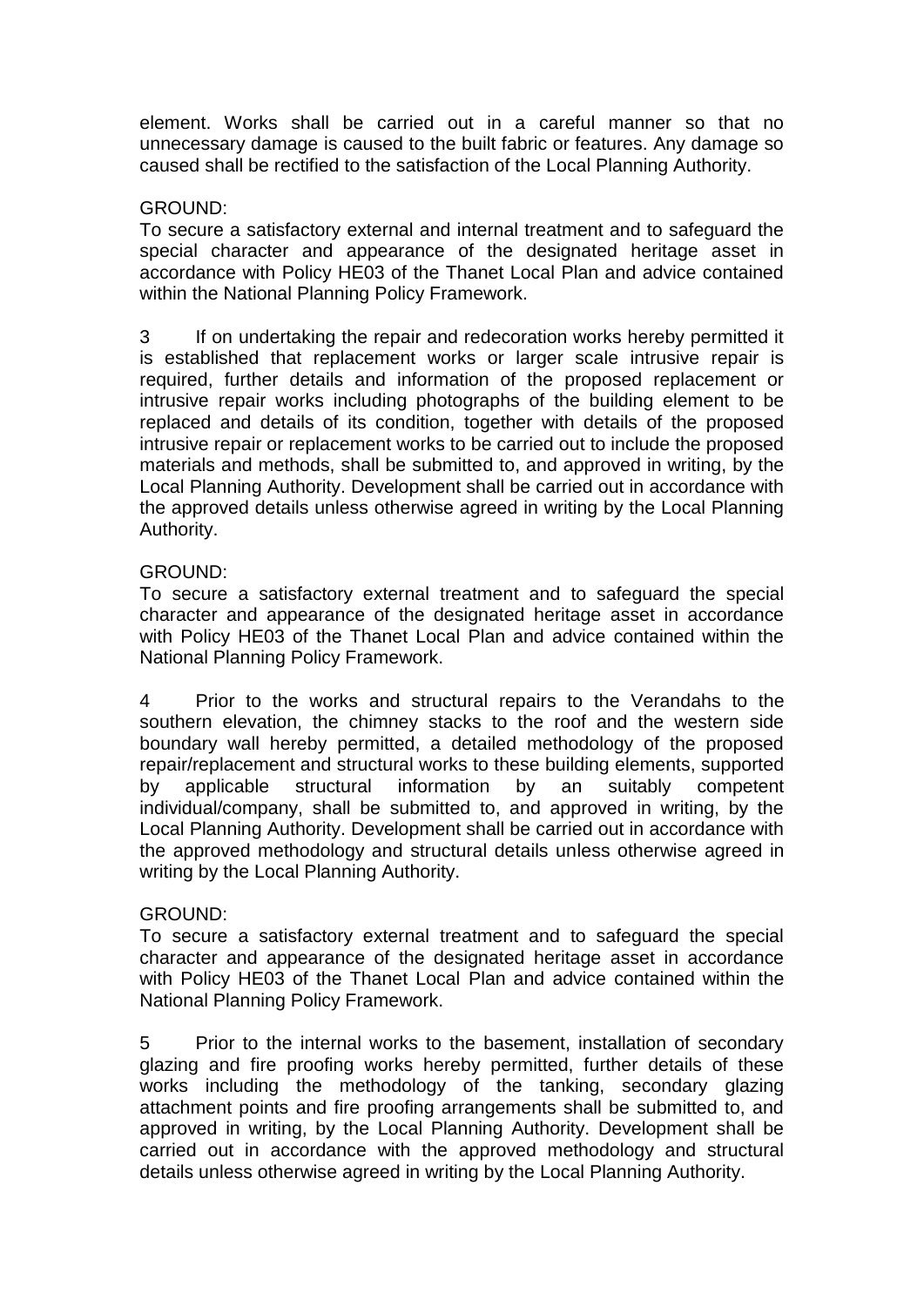element. Works shall be carried out in a careful manner so that no unnecessary damage is caused to the built fabric or features. Any damage so caused shall be rectified to the satisfaction of the Local Planning Authority.

GROUND:
To secure a satisfactory external and internal treatment and to safeguard the special character and appearance of the designated heritage asset in accordance with Policy HE03 of the Thanet Local Plan and advice contained within the National Planning Policy Framework.

3 If on undertaking the repair and redecoration works hereby permitted it is established that replacement works or larger scale intrusive repair is required, further details and information of the proposed replacement or intrusive repair works including photographs of the building element to be replaced and details of its condition, together with details of the proposed intrusive repair or replacement works to be carried out to include the proposed materials and methods, shall be submitted to, and approved in writing, by the Local Planning Authority. Development shall be carried out in accordance with the approved details unless otherwise agreed in writing by the Local Planning Authority.

GROUND:
To secure a satisfactory external treatment and to safeguard the special character and appearance of the designated heritage asset in accordance with Policy HE03 of the Thanet Local Plan and advice contained within the National Planning Policy Framework.

4 Prior to the works and structural repairs to the Verandahs to the southern elevation, the chimney stacks to the roof and the western side boundary wall hereby permitted, a detailed methodology of the proposed repair/replacement and structural works to these building elements, supported by applicable structural information by an suitably competent individual/company, shall be submitted to, and approved in writing, by the Local Planning Authority. Development shall be carried out in accordance with the approved methodology and structural details unless otherwise agreed in writing by the Local Planning Authority.

GROUND:
To secure a satisfactory external treatment and to safeguard the special character and appearance of the designated heritage asset in accordance with Policy HE03 of the Thanet Local Plan and advice contained within the National Planning Policy Framework.

5 Prior to the internal works to the basement, installation of secondary glazing and fire proofing works hereby permitted, further details of these works including the methodology of the tanking, secondary glazing attachment points and fire proofing arrangements shall be submitted to, and approved in writing, by the Local Planning Authority. Development shall be carried out in accordance with the approved methodology and structural details unless otherwise agreed in writing by the Local Planning Authority.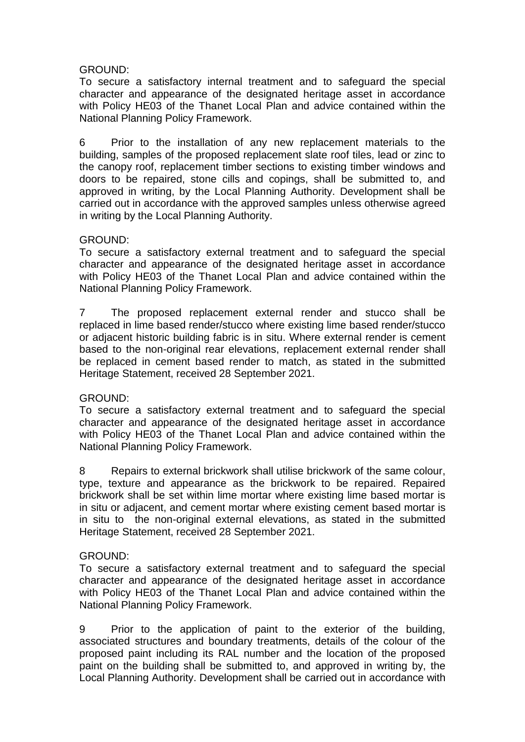GROUND:
To secure a satisfactory internal treatment and to safeguard the special character and appearance of the designated heritage asset in accordance with Policy HE03 of the Thanet Local Plan and advice contained within the National Planning Policy Framework.

6 Prior to the installation of any new replacement materials to the building, samples of the proposed replacement slate roof tiles, lead or zinc to the canopy roof, replacement timber sections to existing timber windows and doors to be repaired, stone cills and copings, shall be submitted to, and approved in writing, by the Local Planning Authority. Development shall be carried out in accordance with the approved samples unless otherwise agreed in writing by the Local Planning Authority.

GROUND:
To secure a satisfactory external treatment and to safeguard the special character and appearance of the designated heritage asset in accordance with Policy HE03 of the Thanet Local Plan and advice contained within the National Planning Policy Framework.

7 The proposed replacement external render and stucco shall be replaced in lime based render/stucco where existing lime based render/stucco or adjacent historic building fabric is in situ. Where external render is cement based to the non-original rear elevations, replacement external render shall be replaced in cement based render to match, as stated in the submitted Heritage Statement, received 28 September 2021.

GROUND:
To secure a satisfactory external treatment and to safeguard the special character and appearance of the designated heritage asset in accordance with Policy HE03 of the Thanet Local Plan and advice contained within the National Planning Policy Framework.

8 Repairs to external brickwork shall utilise brickwork of the same colour, type, texture and appearance as the brickwork to be repaired. Repaired brickwork shall be set within lime mortar where existing lime based mortar is in situ or adjacent, and cement mortar where existing cement based mortar is in situ to the non-original external elevations, as stated in the submitted Heritage Statement, received 28 September 2021.

GROUND:
To secure a satisfactory external treatment and to safeguard the special character and appearance of the designated heritage asset in accordance with Policy HE03 of the Thanet Local Plan and advice contained within the National Planning Policy Framework.

9 Prior to the application of paint to the exterior of the building, associated structures and boundary treatments, details of the colour of the proposed paint including its RAL number and the location of the proposed paint on the building shall be submitted to, and approved in writing by, the Local Planning Authority. Development shall be carried out in accordance with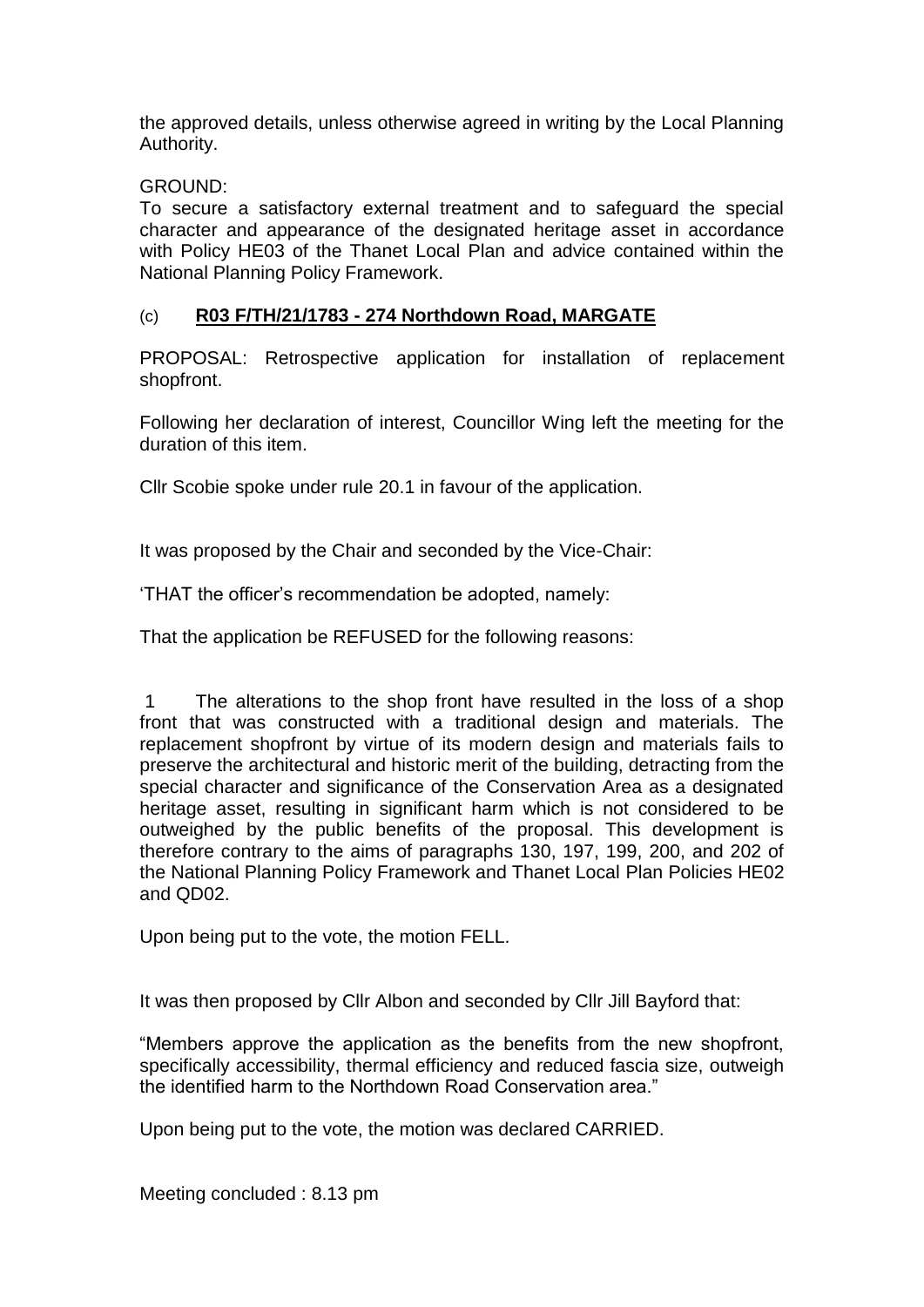the approved details, unless otherwise agreed in writing by the Local Planning Authority.

GROUND:
To secure a satisfactory external treatment and to safeguard the special character and appearance of the designated heritage asset in accordance with Policy HE03 of the Thanet Local Plan and advice contained within the National Planning Policy Framework.

### (c) **R03 F/TH/21/1783 - 274 Northdown Road, MARGATE**

PROPOSAL: Retrospective application for installation of replacement shopfront.

Following her declaration of interest, Councillor Wing left the meeting for the duration of this item.

Cllr Scobie spoke under rule 20.1 in favour of the application.

It was proposed by the Chair and seconded by the Vice-Chair:

'THAT the officer's recommendation be adopted, namely:

That the application be REFUSED for the following reasons:

1 The alterations to the shop front have resulted in the loss of a shop front that was constructed with a traditional design and materials. The replacement shopfront by virtue of its modern design and materials fails to preserve the architectural and historic merit of the building, detracting from the special character and significance of the Conservation Area as a designated heritage asset, resulting in significant harm which is not considered to be outweighed by the public benefits of the proposal. This development is therefore contrary to the aims of paragraphs 130, 197, 199, 200, and 202 of the National Planning Policy Framework and Thanet Local Plan Policies HE02 and QD02.

Upon being put to the vote, the motion FELL.

It was then proposed by Cllr Albon and seconded by Cllr Jill Bayford that:

"Members approve the application as the benefits from the new shopfront, specifically accessibility, thermal efficiency and reduced fascia size, outweigh the identified harm to the Northdown Road Conservation area."

Upon being put to the vote, the motion was declared CARRIED.

Meeting concluded : 8.13 pm